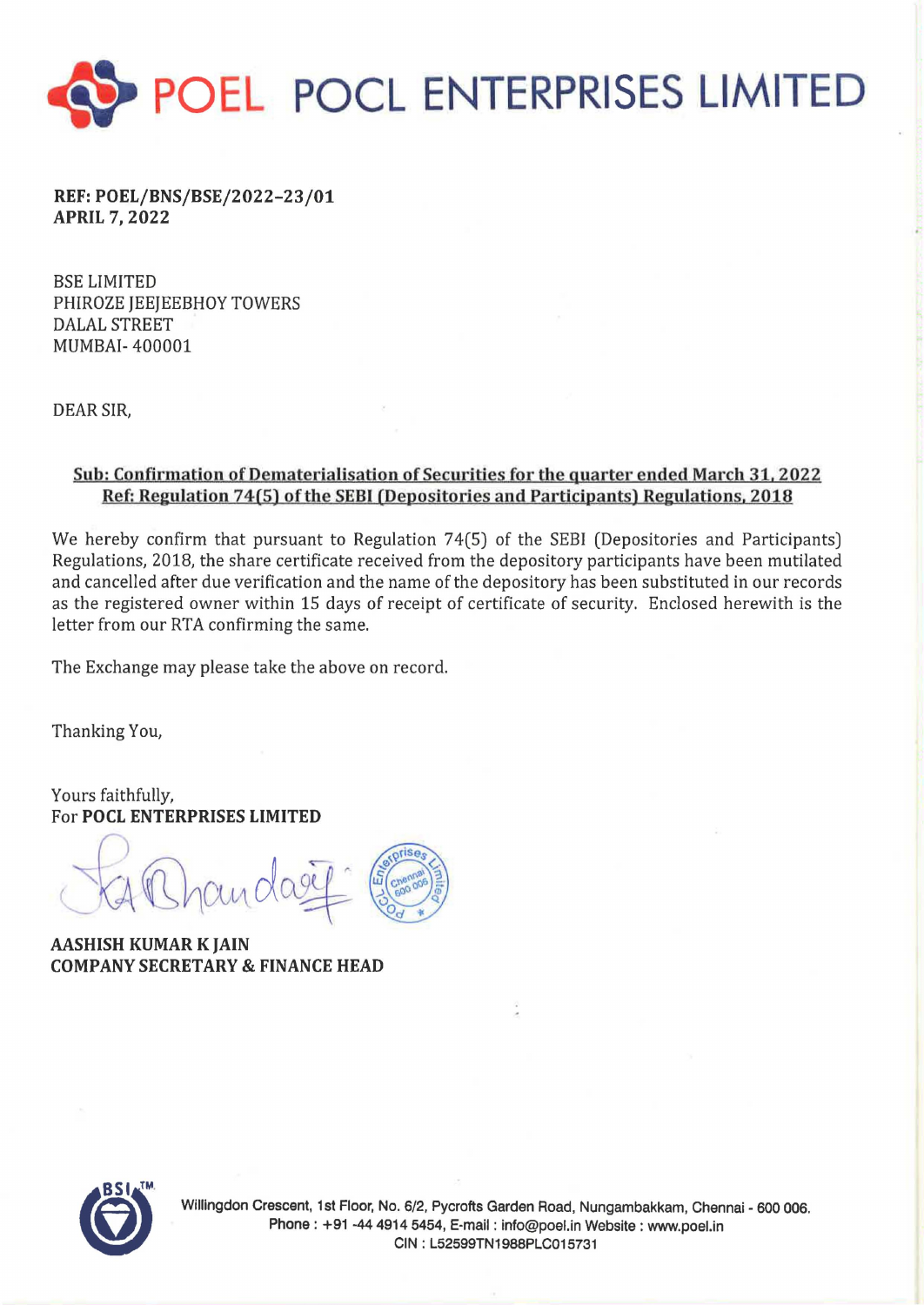# POEL POCL ENTERPRISES LIMITED

**REF: POEL/BNS/BSE/2022-23/01**
**APRIL 7, 2022**

BSE LIMITED
PHIROZE JEEJEEBHOY TOWERS
DALAL STREET
MUMBAI- 400001

DEAR SIR,

**Sub: Confirmation of Dematerialisation of Securities for the quarter ended March 31, 2022**
**Ref: Regulation 74(5) of the SEBI (Depositories and Participants) Regulations, 2018**

We hereby confirm that pursuant to Regulation 74(5) of the SEBI (Depositories and Participants) Regulations, 2018, the share certificate received from the depository participants have been mutilated and cancelled after due verification and the name of the depository has been substituted in our records as the registered owner within 15 days of receipt of certificate of security. Enclosed herewith is the letter from our RTA confirming the same.

The Exchange may please take the above on record.

Thanking You,

Yours faithfully,
For **POCL ENTERPRISES LIMITED**

**AASHISH KUMAR K JAIN**
**COMPANY SECRETARY & FINANCE HEAD**

Willingdon Crescent, 1st Floor, No. 6/2, Pycrofts Garden Road, Nungambakkam, Chennai - 600 006.
Phone : +91 -44 4914 5454, E-mail : info@poel.in Website : www.poel.in
CIN : L52599TN1988PLC015731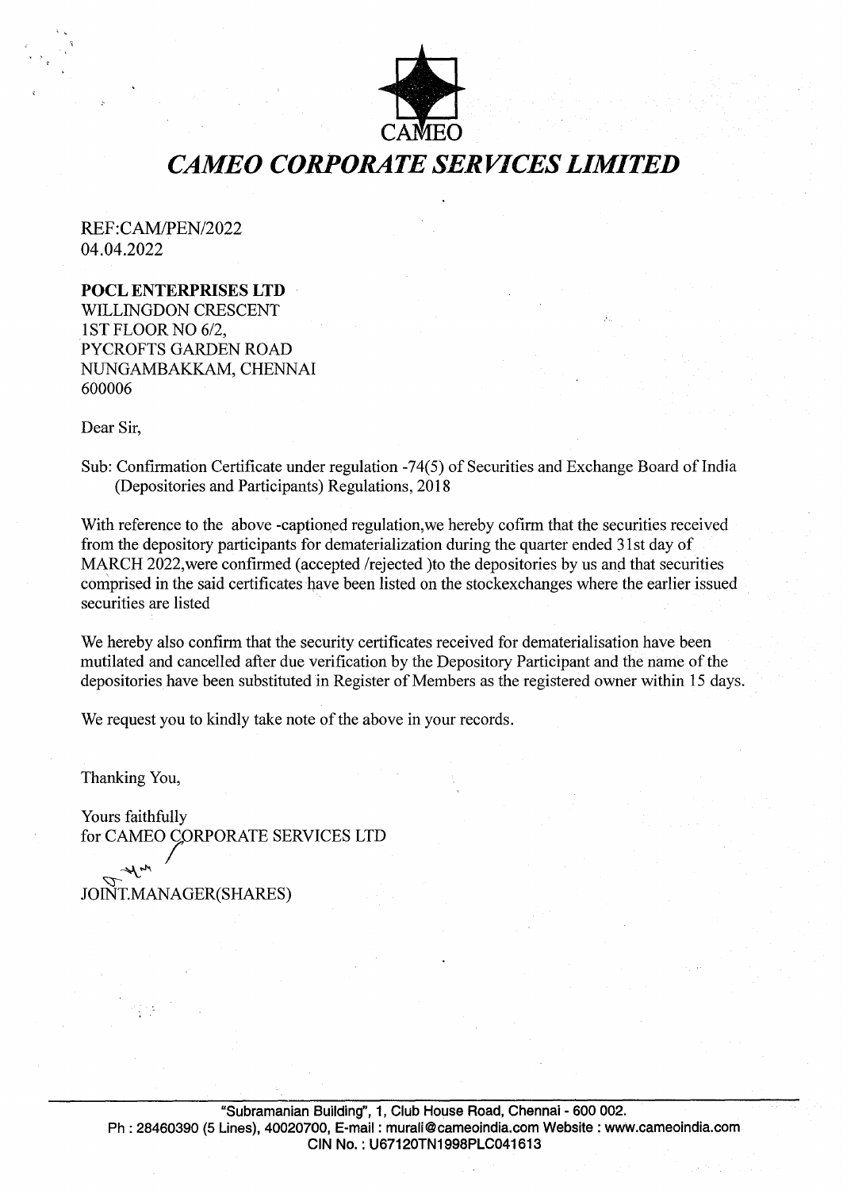CAMEO

# *CAMEO CORPORATE SERVICES LIMITED*

REF:CAM/PEN/2022
04.04.2022

**POCL ENTERPRISES LTD**
WILLINGDON CRESCENT
1ST FLOOR NO 6/2,
PYCROFTS GARDEN ROAD
NUNGAMBAKKAM, CHENNAI
600006

Dear Sir,

Sub: Confirmation Certificate under regulation -74(5) of Securities and Exchange Board of India (Depositories and Participants) Regulations, 2018

With reference to the above -captioned regulation,we hereby cofirm that the securities received from the depository participants for dematerialization during the quarter ended 31st day of MARCH 2022,were confirmed (accepted /rejected )to the depositories by us and that securities comprised in the said certificates have been listed on the stockexchanges where the earlier issued securities are listed

We hereby also confirm that the security certificates received for dematerialisation have been mutilated and cancelled after due verification by the Depository Participant and the name of the depositories have been substituted in Register of Members as the registered owner within 15 days.

We request you to kindly take note of the above in your records.

Thanking You,

Yours faithfully
for CAMEO CORPORATE SERVICES LTD

JOINT.MANAGER(SHARES)

"Subramanian Building", 1, Club House Road, Chennai - 600 002.
Ph : 28460390 (5 Lines), 40020700, E-mail : murali@cameoindia.com Website : www.cameoindia.com
CIN No. : U67120TN1998PLC041613